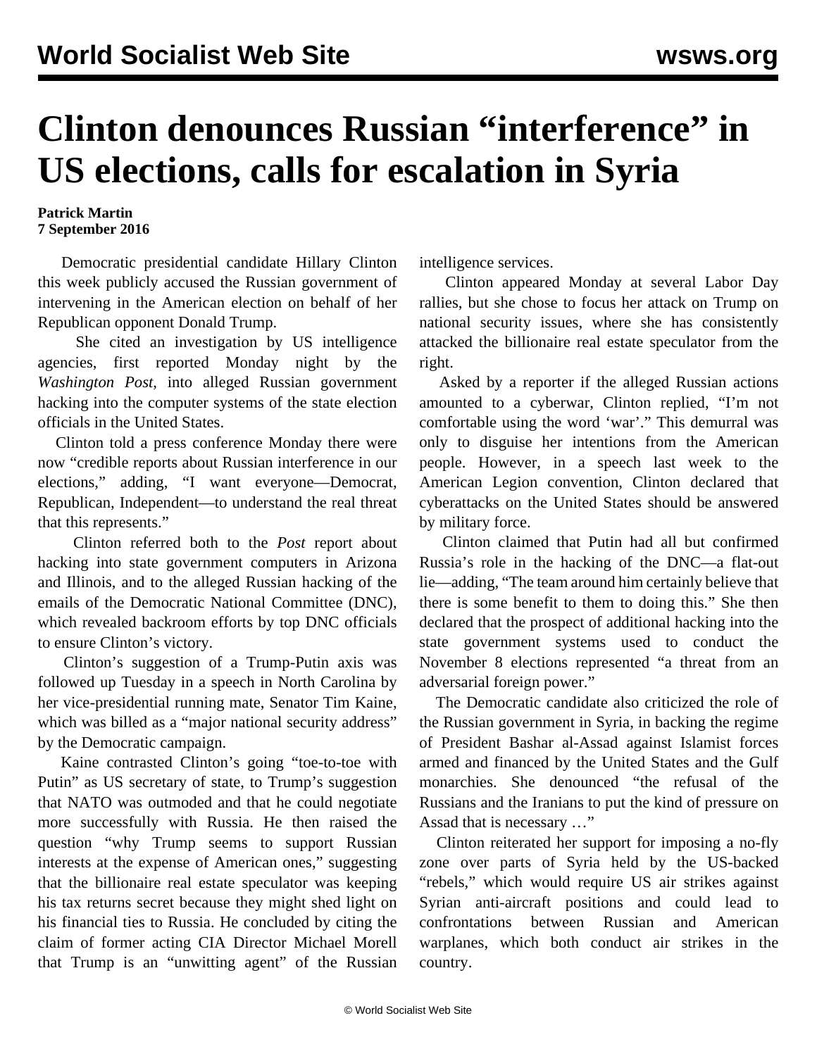# Clinton denounces Russian "interference" in US elections, calls for escalation in Syria

**Patrick Martin**
**7 September 2016**

Democratic presidential candidate Hillary Clinton this week publicly accused the Russian government of intervening in the American election on behalf of her Republican opponent Donald Trump.

She cited an investigation by US intelligence agencies, first reported Monday night by the *Washington Post*, into alleged Russian government hacking into the computer systems of the state election officials in the United States.

Clinton told a press conference Monday there were now "credible reports about Russian interference in our elections," adding, "I want everyone—Democrat, Republican, Independent—to understand the real threat that this represents."

Clinton referred both to the *Post* report about hacking into state government computers in Arizona and Illinois, and to the alleged Russian hacking of the emails of the Democratic National Committee (DNC), which revealed backroom efforts by top DNC officials to ensure Clinton's victory.

Clinton's suggestion of a Trump-Putin axis was followed up Tuesday in a speech in North Carolina by her vice-presidential running mate, Senator Tim Kaine, which was billed as a "major national security address" by the Democratic campaign.

Kaine contrasted Clinton's going "toe-to-toe with Putin" as US secretary of state, to Trump's suggestion that NATO was outmoded and that he could negotiate more successfully with Russia. He then raised the question "why Trump seems to support Russian interests at the expense of American ones," suggesting that the billionaire real estate speculator was keeping his tax returns secret because they might shed light on his financial ties to Russia. He concluded by citing the claim of former acting CIA Director Michael Morell that Trump is an "unwitting agent" of the Russian intelligence services.

Clinton appeared Monday at several Labor Day rallies, but she chose to focus her attack on Trump on national security issues, where she has consistently attacked the billionaire real estate speculator from the right.

Asked by a reporter if the alleged Russian actions amounted to a cyberwar, Clinton replied, "I'm not comfortable using the word 'war'." This demurral was only to disguise her intentions from the American people. However, in a speech last week to the American Legion convention, Clinton declared that cyberattacks on the United States should be answered by military force.

Clinton claimed that Putin had all but confirmed Russia's role in the hacking of the DNC—a flat-out lie—adding, "The team around him certainly believe that there is some benefit to them to doing this." She then declared that the prospect of additional hacking into the state government systems used to conduct the November 8 elections represented "a threat from an adversarial foreign power."

The Democratic candidate also criticized the role of the Russian government in Syria, in backing the regime of President Bashar al-Assad against Islamist forces armed and financed by the United States and the Gulf monarchies. She denounced "the refusal of the Russians and the Iranians to put the kind of pressure on Assad that is necessary …"

Clinton reiterated her support for imposing a no-fly zone over parts of Syria held by the US-backed "rebels," which would require US air strikes against Syrian anti-aircraft positions and could lead to confrontations between Russian and American warplanes, which both conduct air strikes in the country.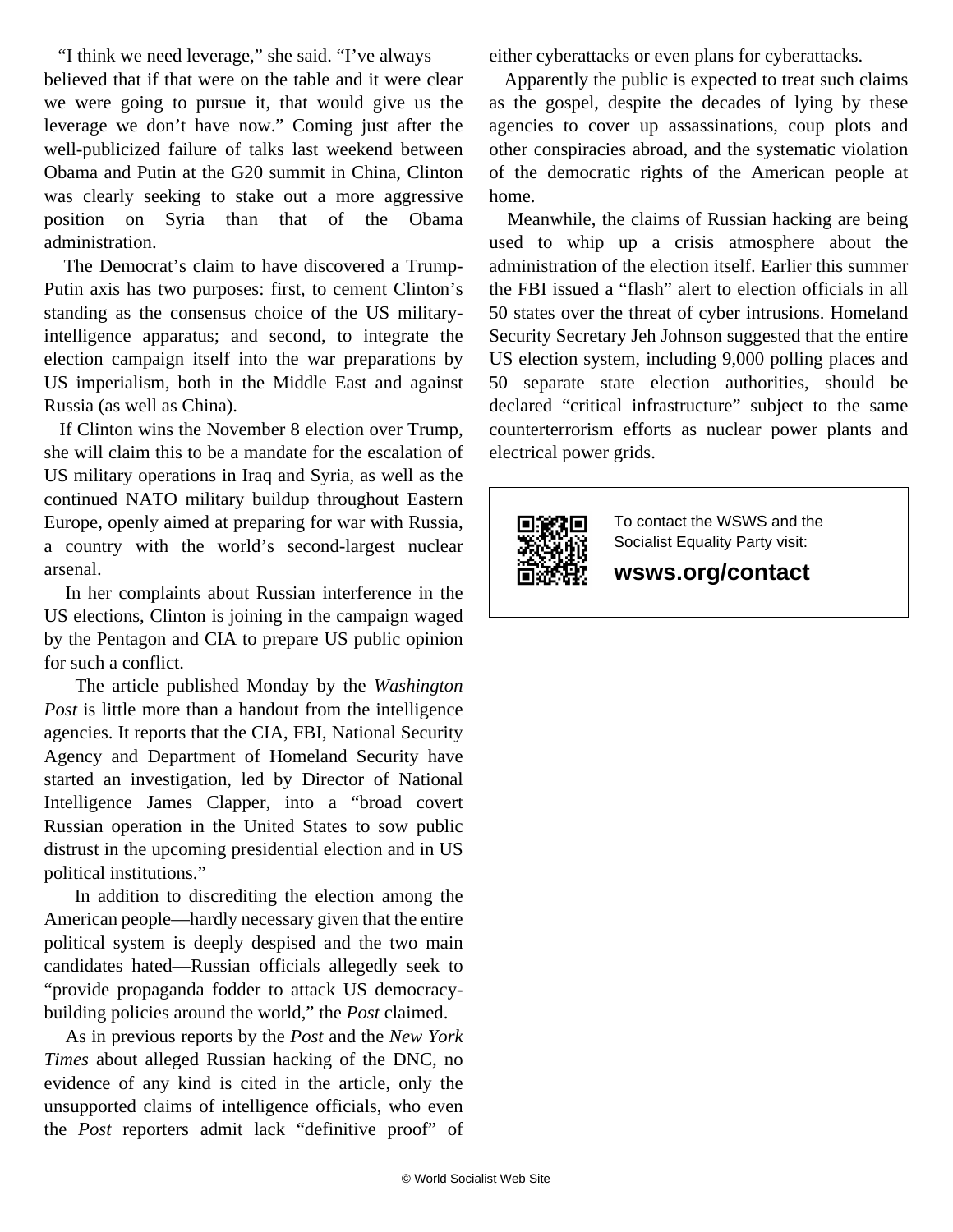"I think we need leverage," she said. "I've always believed that if that were on the table and it were clear we were going to pursue it, that would give us the leverage we don't have now." Coming just after the well-publicized failure of talks last weekend between Obama and Putin at the G20 summit in China, Clinton was clearly seeking to stake out a more aggressive position on Syria than that of the Obama administration.

The Democrat's claim to have discovered a Trump-Putin axis has two purposes: first, to cement Clinton's standing as the consensus choice of the US military-intelligence apparatus; and second, to integrate the election campaign itself into the war preparations by US imperialism, both in the Middle East and against Russia (as well as China).

If Clinton wins the November 8 election over Trump, she will claim this to be a mandate for the escalation of US military operations in Iraq and Syria, as well as the continued NATO military buildup throughout Eastern Europe, openly aimed at preparing for war with Russia, a country with the world's second-largest nuclear arsenal.

In her complaints about Russian interference in the US elections, Clinton is joining in the campaign waged by the Pentagon and CIA to prepare US public opinion for such a conflict.

The article published Monday by the *Washington Post* is little more than a handout from the intelligence agencies. It reports that the CIA, FBI, National Security Agency and Department of Homeland Security have started an investigation, led by Director of National Intelligence James Clapper, into a "broad covert Russian operation in the United States to sow public distrust in the upcoming presidential election and in US political institutions."

In addition to discrediting the election among the American people—hardly necessary given that the entire political system is deeply despised and the two main candidates hated—Russian officials allegedly seek to "provide propaganda fodder to attack US democracy-building policies around the world," the *Post* claimed.

As in previous reports by the *Post* and the *New York Times* about alleged Russian hacking of the DNC, no evidence of any kind is cited in the article, only the unsupported claims of intelligence officials, who even the *Post* reporters admit lack "definitive proof" of either cyberattacks or even plans for cyberattacks.

Apparently the public is expected to treat such claims as the gospel, despite the decades of lying by these agencies to cover up assassinations, coup plots and other conspiracies abroad, and the systematic violation of the democratic rights of the American people at home.

Meanwhile, the claims of Russian hacking are being used to whip up a crisis atmosphere about the administration of the election itself. Earlier this summer the FBI issued a "flash" alert to election officials in all 50 states over the threat of cyber intrusions. Homeland Security Secretary Jeh Johnson suggested that the entire US election system, including 9,000 polling places and 50 separate state election authorities, should be declared "critical infrastructure" subject to the same counterterrorism efforts as nuclear power plants and electrical power grids.

To contact the WSWS and the Socialist Equality Party visit:

**wsws.org/contact**